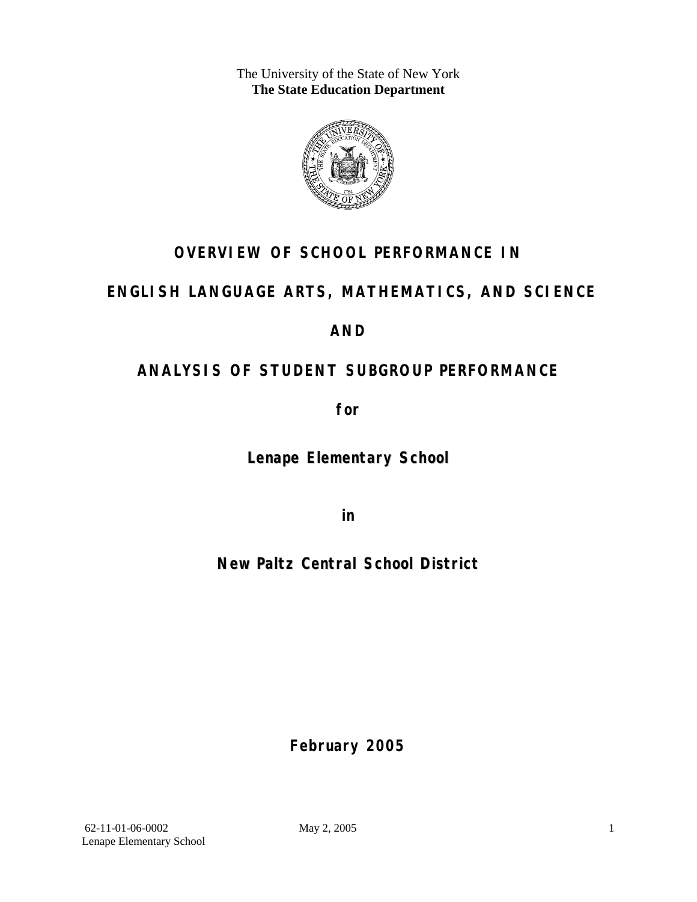The University of the State of New York
**The State Education Department**

# OVERVIEW OF SCHOOL PERFORMANCE IN

# ENGLISH LANGUAGE ARTS, MATHEMATICS, AND SCIENCE

# AND

# ANALYSIS OF STUDENT SUBGROUP PERFORMANCE

**for**

## Lenape Elementary School

**in**

## New Paltz Central School District

**February 2005**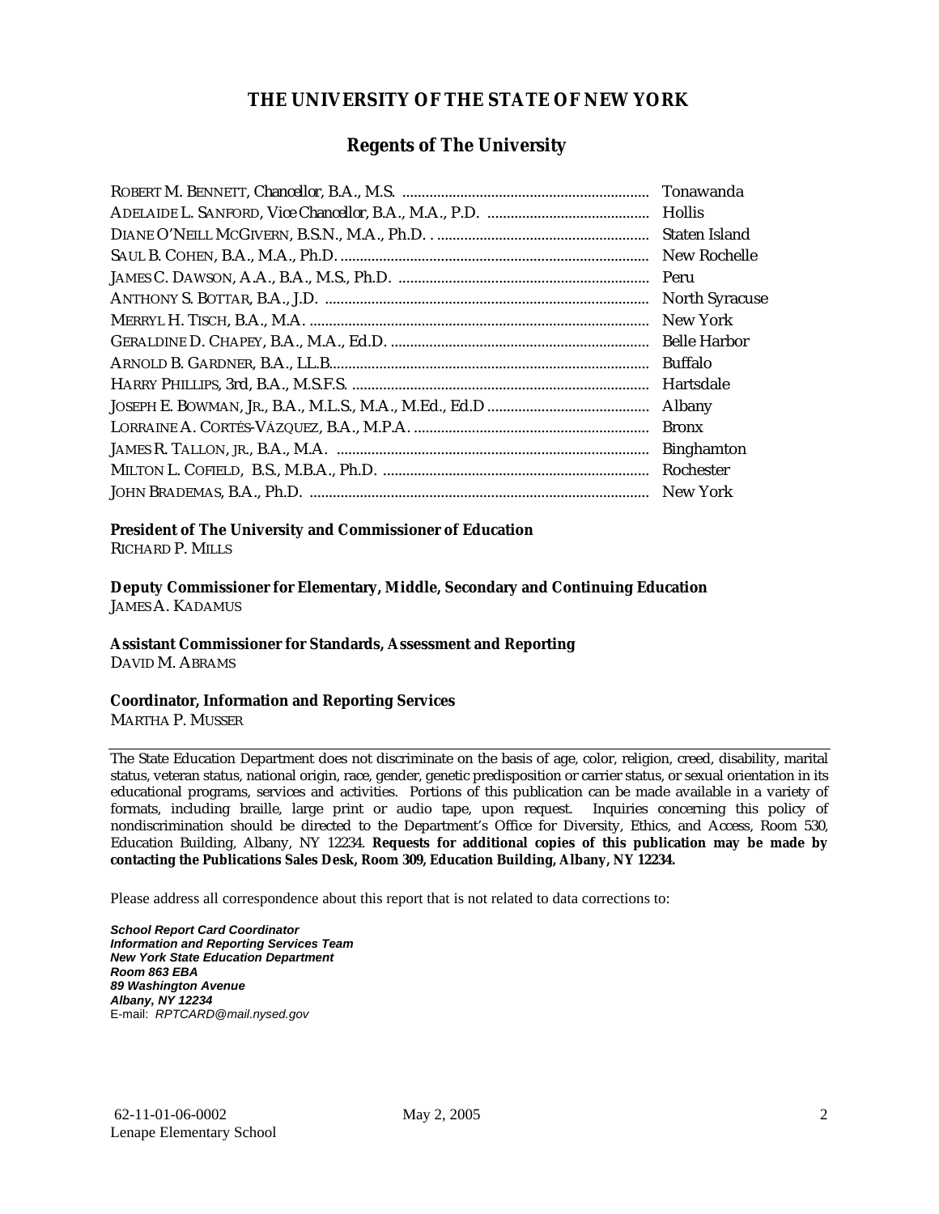# THE UNIVERSITY OF THE STATE OF NEW YORK

## Regents of The University

| | |
|---|---|
| ROBERT M. BENNETT, *Chancellor*, B.A., M.S. | Tonawanda |
| ADELAIDE L. SANFORD, *Vice Chancellor*, B.A., M.A., P.D. | Hollis |
| DIANE O'NEILL MCGIVERN, B.S.N., M.A., Ph.D. | Staten Island |
| SAUL B. COHEN, B.A., M.A., Ph.D. | New Rochelle |
| JAMES C. DAWSON, A.A., B.A., M.S., Ph.D. | Peru |
| ANTHONY S. BOTTAR, B.A., J.D. | North Syracuse |
| MERRYL H. TISCH, B.A., M.A. | New York |
| GERALDINE D. CHAPEY, B.A., M.A., Ed.D. | Belle Harbor |
| ARNOLD B. GARDNER, B.A., LL.B. | Buffalo |
| HARRY PHILLIPS, 3rd, B.A., M.S.F.S. | Hartsdale |
| JOSEPH E. BOWMAN, JR., B.A., M.L.S., M.A., M.Ed., Ed.D | Albany |
| LORRAINE A. CORTÉS-VÁZQUEZ, B.A., M.P.A. | Bronx |
| JAMES R. TALLON, JR., B.A., M.A. | Binghamton |
| MILTON L. COFIELD, B.S., M.B.A., Ph.D. | Rochester |
| JOHN BRADEMAS, B.A., Ph.D. | New York |

**President of The University and Commissioner of Education**
RICHARD P. MILLS

**Deputy Commissioner for Elementary, Middle, Secondary and Continuing Education**
JAMES A. KADAMUS

**Assistant Commissioner for Standards, Assessment and Reporting**
DAVID M. ABRAMS

**Coordinator, Information and Reporting Services**
MARTHA P. MUSSER

---

The State Education Department does not discriminate on the basis of age, color, religion, creed, disability, marital status, veteran status, national origin, race, gender, genetic predisposition or carrier status, or sexual orientation in its educational programs, services and activities. Portions of this publication can be made available in a variety of formats, including braille, large print or audio tape, upon request. Inquiries concerning this policy of nondiscrimination should be directed to the Department's Office for Diversity, Ethics, and Access, Room 530, Education Building, Albany, NY 12234. **Requests for additional copies of this publication may be made by contacting the Publications Sales Desk, Room 309, Education Building, Albany, NY 12234.**

Please address all correspondence about this report that is not related to data corrections to:

***School Report Card Coordinator***
***Information and Reporting Services Team***
***New York State Education Department***
***Room 863 EBA***
***89 Washington Avenue***
***Albany, NY 12234***
E-mail: *RPTCARD@mail.nysed.gov*

62-11-01-06-0002 May 2, 2005
Lenape Elementary School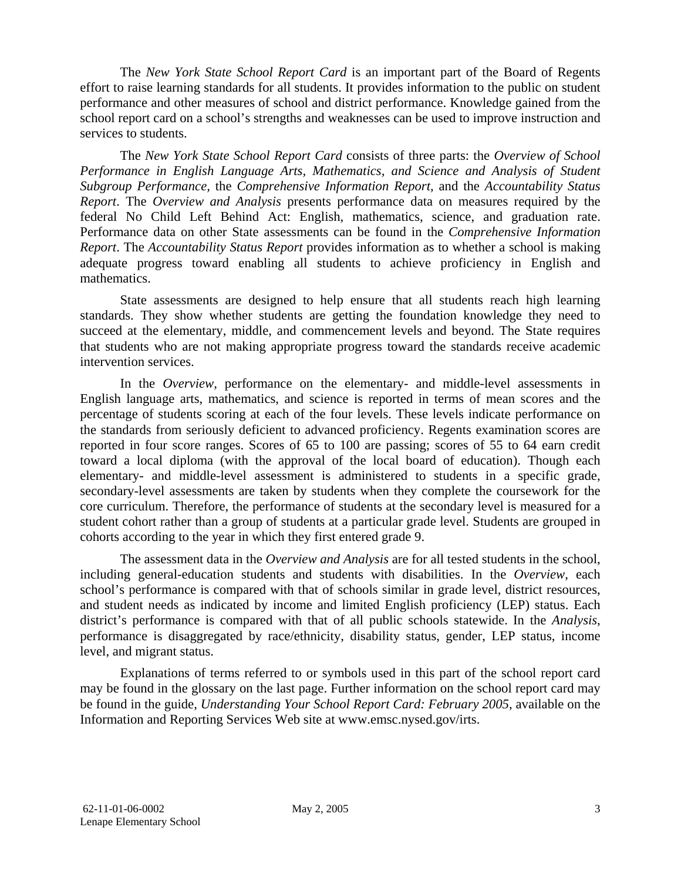The *New York State School Report Card* is an important part of the Board of Regents effort to raise learning standards for all students. It provides information to the public on student performance and other measures of school and district performance. Knowledge gained from the school report card on a school's strengths and weaknesses can be used to improve instruction and services to students.

The *New York State School Report Card* consists of three parts: the *Overview of School Performance in English Language Arts, Mathematics, and Science and Analysis of Student Subgroup Performance,* the *Comprehensive Information Report,* and the *Accountability Status Report*. The *Overview and Analysis* presents performance data on measures required by the federal No Child Left Behind Act: English, mathematics, science, and graduation rate. Performance data on other State assessments can be found in the *Comprehensive Information Report*. The *Accountability Status Report* provides information as to whether a school is making adequate progress toward enabling all students to achieve proficiency in English and mathematics.

State assessments are designed to help ensure that all students reach high learning standards. They show whether students are getting the foundation knowledge they need to succeed at the elementary, middle, and commencement levels and beyond. The State requires that students who are not making appropriate progress toward the standards receive academic intervention services.

In the *Overview*, performance on the elementary- and middle-level assessments in English language arts, mathematics, and science is reported in terms of mean scores and the percentage of students scoring at each of the four levels. These levels indicate performance on the standards from seriously deficient to advanced proficiency. Regents examination scores are reported in four score ranges. Scores of 65 to 100 are passing; scores of 55 to 64 earn credit toward a local diploma (with the approval of the local board of education). Though each elementary- and middle-level assessment is administered to students in a specific grade, secondary-level assessments are taken by students when they complete the coursework for the core curriculum. Therefore, the performance of students at the secondary level is measured for a student cohort rather than a group of students at a particular grade level. Students are grouped in cohorts according to the year in which they first entered grade 9.

The assessment data in the *Overview and Analysis* are for all tested students in the school, including general-education students and students with disabilities. In the *Overview*, each school's performance is compared with that of schools similar in grade level, district resources, and student needs as indicated by income and limited English proficiency (LEP) status. Each district's performance is compared with that of all public schools statewide. In the *Analysis*, performance is disaggregated by race/ethnicity, disability status, gender, LEP status, income level, and migrant status.

Explanations of terms referred to or symbols used in this part of the school report card may be found in the glossary on the last page. Further information on the school report card may be found in the guide, *Understanding Your School Report Card: February 2005*, available on the Information and Reporting Services Web site at www.emsc.nysed.gov/irts.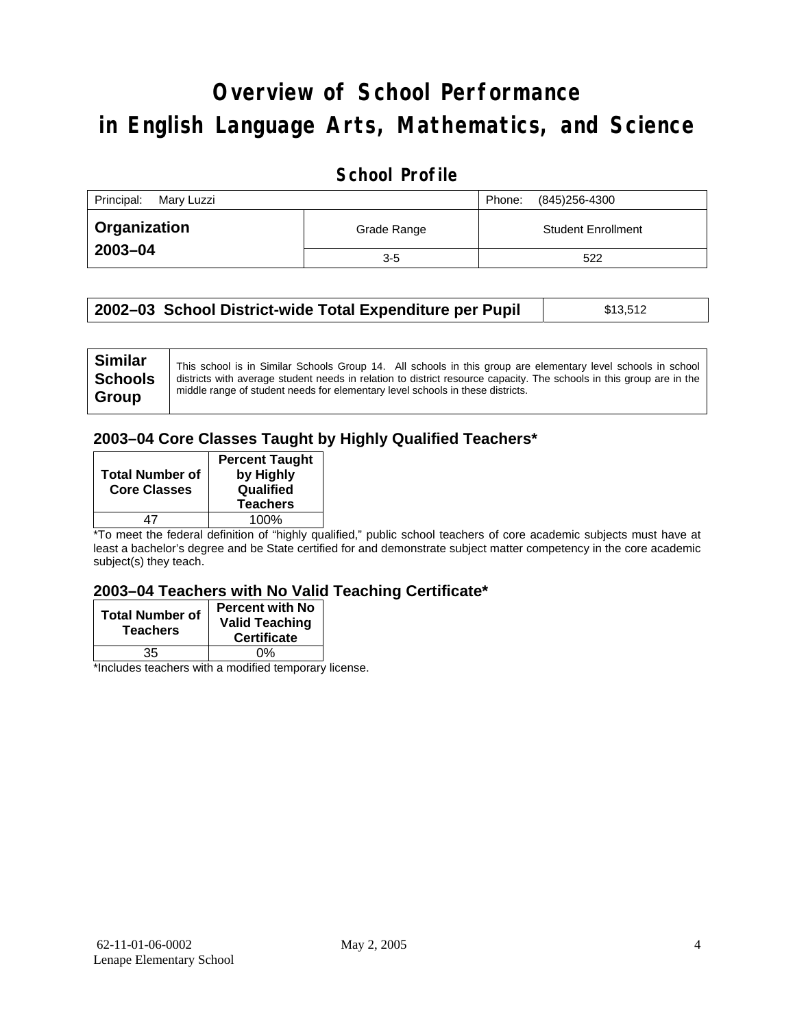# Overview of School Performance in English Language Arts, Mathematics, and Science

## School Profile

| Principal: Mary Luzzi | | Phone: (845)256-4300 |
|---|---|---|
| **Organization 2003–04** | Grade Range | Student Enrollment |
| | 3-5 | 522 |

| **2002–03 School District-wide Total Expenditure per Pupil** | $13,512 |
|---|---|

| **Similar Schools Group** | This school is in Similar Schools Group 14. All schools in this group are elementary level schools in school districts with average student needs in relation to district resource capacity. The schools in this group are in the middle range of student needs for elementary level schools in these districts. |
|---|---|

### 2003–04 Core Classes Taught by Highly Qualified Teachers*

| Total Number of Core Classes | Percent Taught by Highly Qualified Teachers |
|---|---|
| 47 | 100% |

*To meet the federal definition of "highly qualified," public school teachers of core academic subjects must have at least a bachelor's degree and be State certified for and demonstrate subject matter competency in the core academic subject(s) they teach.

### 2003–04 Teachers with No Valid Teaching Certificate*

| Total Number of Teachers | Percent with No Valid Teaching Certificate |
|---|---|
| 35 | 0% |

*Includes teachers with a modified temporary license.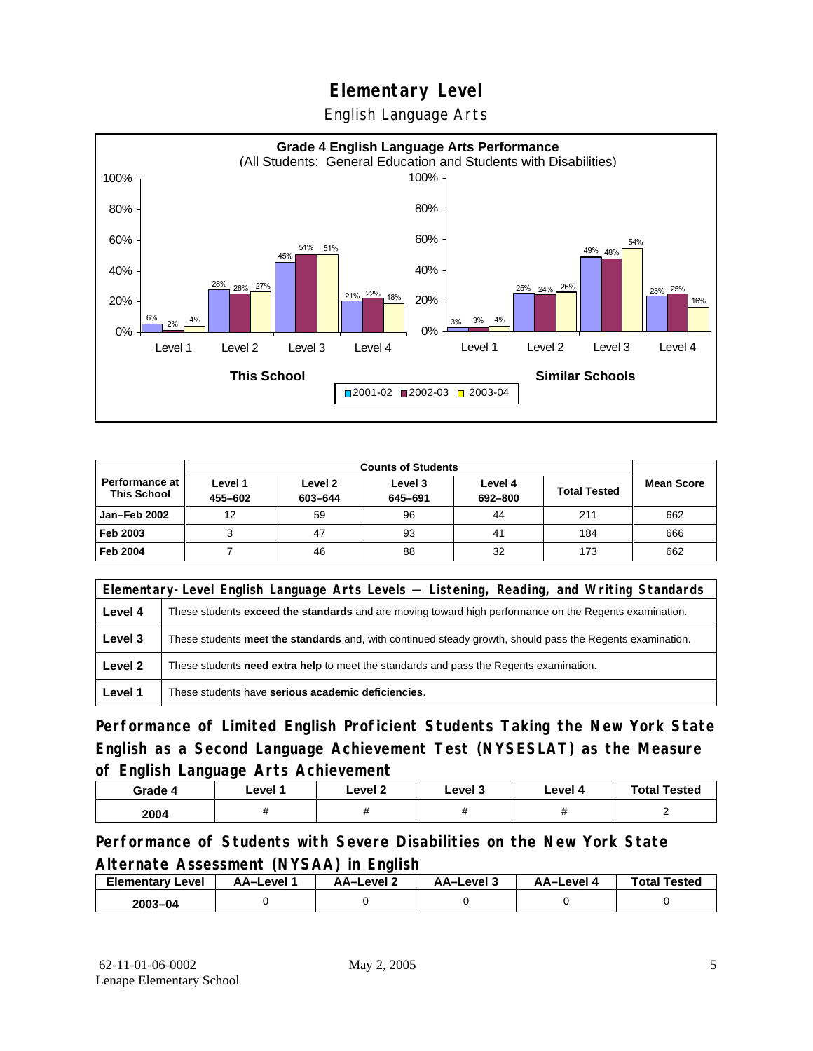# Elementary Level

English Language Arts

**Grade 4 English Language Arts Performance**
(All Students: General Education and Students with Disabilities)

| | Level 1 | Level 2 | Level 3 | Level 4 |
|---|---|---|---|---|
| **This School** 2001-02 | 6% | 28% | 45% | 21% |
| **This School** 2002-03 | 2% | 26% | 51% | 22% |
| **This School** 2003-04 | 4% | 27% | 51% | 18% |
| **Similar Schools** 2001-02 | 3% | 25% | 49% | 23% |
| **Similar Schools** 2002-03 | 3% | 24% | 48% | 25% |
| **Similar Schools** 2003-04 | 4% | 26% | 54% | 16% |

| Performance at This School | Counts of Students | | | | | Mean Score |
|---|---|---|---|---|---|---|
| | Level 1 455–602 | Level 2 603–644 | Level 3 645–691 | Level 4 692–800 | Total Tested | |
| **Jan–Feb 2002** | 12 | 59 | 96 | 44 | 211 | 662 |
| **Feb 2003** | 3 | 47 | 93 | 41 | 184 | 666 |
| **Feb 2004** | 7 | 46 | 88 | 32 | 173 | 662 |

| Elementary-Level English Language Arts Levels — Listening, Reading, and Writing Standards | |
|---|---|
| **Level 4** | These students **exceed the standards** and are moving toward high performance on the Regents examination. |
| **Level 3** | These students **meet the standards** and, with continued steady growth, should pass the Regents examination. |
| **Level 2** | These students **need extra help** to meet the standards and pass the Regents examination. |
| **Level 1** | These students have **serious academic deficiencies**. |

## Performance of Limited English Proficient Students Taking the New York State English as a Second Language Achievement Test (NYSESLAT) as the Measure of English Language Arts Achievement

| Grade 4 | Level 1 | Level 2 | Level 3 | Level 4 | Total Tested |
|---|---|---|---|---|---|
| 2004 | # | # | # | # | 2 |

## Performance of Students with Severe Disabilities on the New York State Alternate Assessment (NYSAA) in English

| Elementary Level | AA–Level 1 | AA–Level 2 | AA–Level 3 | AA–Level 4 | Total Tested |
|---|---|---|---|---|---|
| 2003–04 | 0 | 0 | 0 | 0 | 0 |

62-11-01-06-0002
Lenape Elementary School

May 2, 2005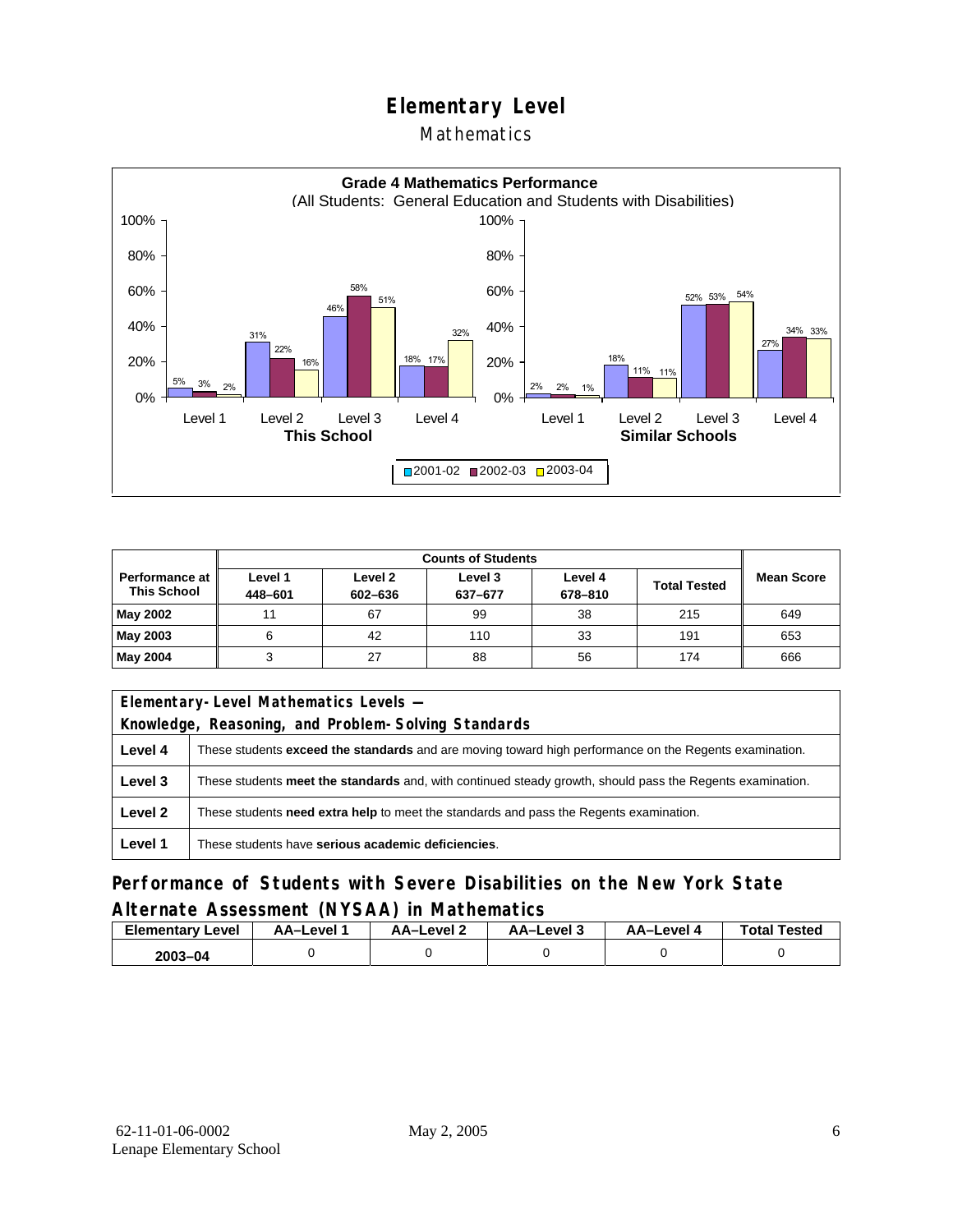# Elementary Level

## Mathematics

**Grade 4 Mathematics Performance**
(All Students: General Education and Students with Disabilities)

| | Level 1 | Level 2 | Level 3 | Level 4 |
|---|---|---|---|---|
| **This School** 2001-02 | 5% | 31% | 46% | 18% |
| **This School** 2002-03 | 3% | 22% | 58% | 17% |
| **This School** 2003-04 | 2% | 16% | 51% | 32% |
| **Similar Schools** 2001-02 | 2% | 18% | 52% | 27% |
| **Similar Schools** 2002-03 | 2% | 11% | 53% | 34% |
| **Similar Schools** 2003-04 | 1% | 11% | 54% | 33% |

| Performance at This School | Counts of Students | | | | | Mean Score |
|---|---|---|---|---|---|---|
| | Level 1 448–601 | Level 2 602–636 | Level 3 637–677 | Level 4 678–810 | Total Tested | |
| **May 2002** | 11 | 67 | 99 | 38 | 215 | 649 |
| **May 2003** | 6 | 42 | 110 | 33 | 191 | 653 |
| **May 2004** | 3 | 27 | 88 | 56 | 174 | 666 |

| Elementary-Level Mathematics Levels — Knowledge, Reasoning, and Problem-Solving Standards | |
|---|---|
| **Level 4** | These students **exceed the standards** and are moving toward high performance on the Regents examination. |
| **Level 3** | These students **meet the standards** and, with continued steady growth, should pass the Regents examination. |
| **Level 2** | These students **need extra help** to meet the standards and pass the Regents examination. |
| **Level 1** | These students have **serious academic deficiencies**. |

### Performance of Students with Severe Disabilities on the New York State Alternate Assessment (NYSAA) in Mathematics

| Elementary Level | AA–Level 1 | AA–Level 2 | AA–Level 3 | AA–Level 4 | Total Tested |
|---|---|---|---|---|---|
| 2003–04 | 0 | 0 | 0 | 0 | 0 |

62-11-01-06-0002
Lenape Elementary School

May 2, 2005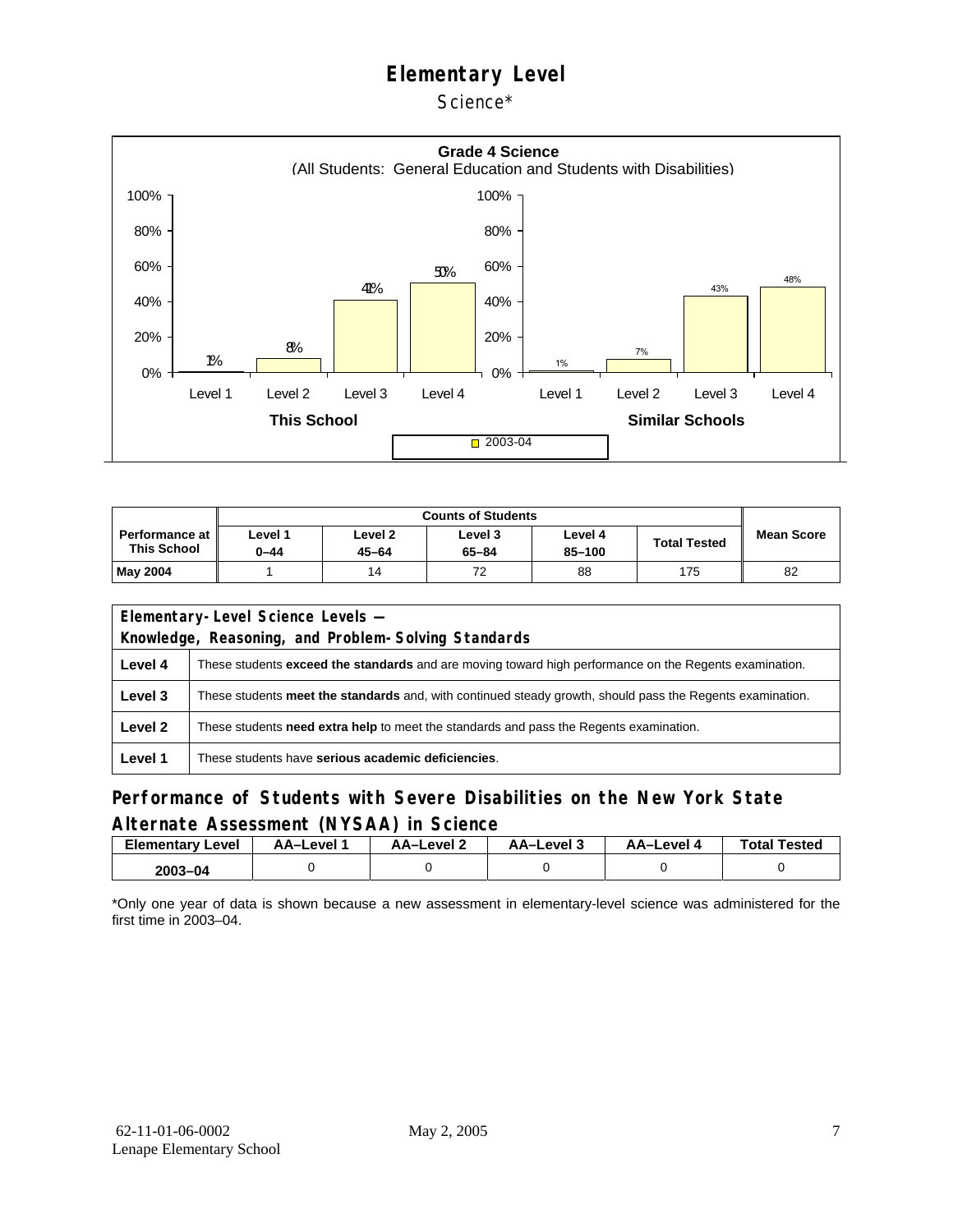# Elementary Level

Science*

**Grade 4 Science**
(All Students: General Education and Students with Disabilities)

| | Level 1 | Level 2 | Level 3 | Level 4 |
|---|---|---|---|---|
| This School (2003-04) | 1% | 8% | 41% | 50% |
| Similar Schools (2003-04) | 1% | 7% | 43% | 48% |

| Performance at This School | Counts of Students | | | | | Mean Score |
|---|---|---|---|---|---|---|
| | Level 1 0–44 | Level 2 45–64 | Level 3 65–84 | Level 4 85–100 | Total Tested | |
| May 2004 | 1 | 14 | 72 | 88 | 175 | 82 |

| Elementary-Level Science Levels — Knowledge, Reasoning, and Problem-Solving Standards | |
|---|---|
| Level 4 | These students **exceed the standards** and are moving toward high performance on the Regents examination. |
| Level 3 | These students **meet the standards** and, with continued steady growth, should pass the Regents examination. |
| Level 2 | These students **need extra help** to meet the standards and pass the Regents examination. |
| Level 1 | These students have **serious academic deficiencies**. |

## Performance of Students with Severe Disabilities on the New York State Alternate Assessment (NYSAA) in Science

| Elementary Level | AA–Level 1 | AA–Level 2 | AA–Level 3 | AA–Level 4 | Total Tested |
|---|---|---|---|---|---|
| 2003–04 | 0 | 0 | 0 | 0 | 0 |

*Only one year of data is shown because a new assessment in elementary-level science was administered for the first time in 2003–04.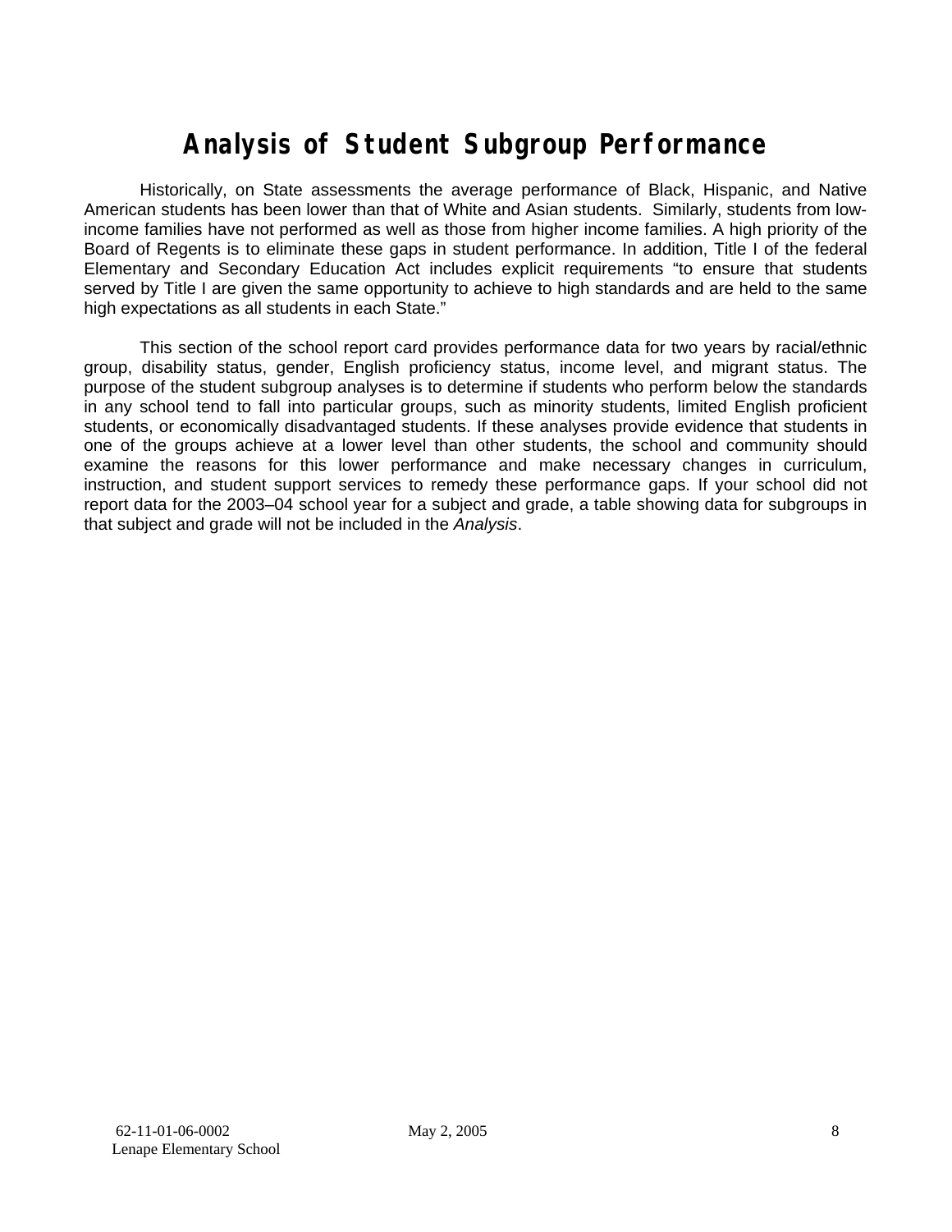# Analysis of Student Subgroup Performance

Historically, on State assessments the average performance of Black, Hispanic, and Native American students has been lower than that of White and Asian students. Similarly, students from low-income families have not performed as well as those from higher income families. A high priority of the Board of Regents is to eliminate these gaps in student performance. In addition, Title I of the federal Elementary and Secondary Education Act includes explicit requirements "to ensure that students served by Title I are given the same opportunity to achieve to high standards and are held to the same high expectations as all students in each State."

This section of the school report card provides performance data for two years by racial/ethnic group, disability status, gender, English proficiency status, income level, and migrant status. The purpose of the student subgroup analyses is to determine if students who perform below the standards in any school tend to fall into particular groups, such as minority students, limited English proficient students, or economically disadvantaged students. If these analyses provide evidence that students in one of the groups achieve at a lower level than other students, the school and community should examine the reasons for this lower performance and make necessary changes in curriculum, instruction, and student support services to remedy these performance gaps. If your school did not report data for the 2003–04 school year for a subject and grade, a table showing data for subgroups in that subject and grade will not be included in the *Analysis*.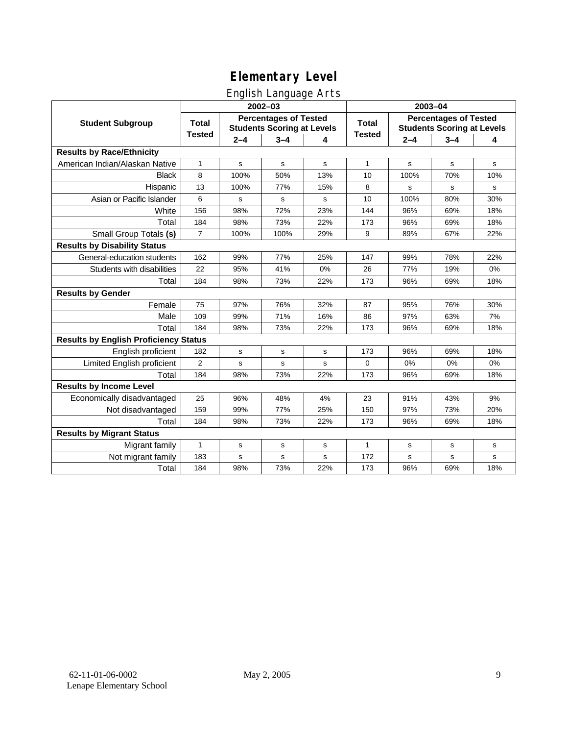# Elementary Level

## English Language Arts

| Student Subgroup | 2002–03 | | | | 2003–04 | | | |
|---|---|---|---|---|---|---|---|---|
| | Total Tested | Percentages of Tested Students Scoring at Levels | | | Total Tested | Percentages of Tested Students Scoring at Levels | | |
| | | 2–4 | 3–4 | 4 | | 2–4 | 3–4 | 4 |
| **Results by Race/Ethnicity** | | | | | | | | |
| American Indian/Alaskan Native | 1 | s | s | s | 1 | s | s | s |
| Black | 8 | 100% | 50% | 13% | 10 | 100% | 70% | 10% |
| Hispanic | 13 | 100% | 77% | 15% | 8 | s | s | s |
| Asian or Pacific Islander | 6 | s | s | s | 10 | 100% | 80% | 30% |
| White | 156 | 98% | 72% | 23% | 144 | 96% | 69% | 18% |
| Total | 184 | 98% | 73% | 22% | 173 | 96% | 69% | 18% |
| Small Group Totals **(s)** | 7 | 100% | 100% | 29% | 9 | 89% | 67% | 22% |
| **Results by Disability Status** | | | | | | | | |
| General-education students | 162 | 99% | 77% | 25% | 147 | 99% | 78% | 22% |
| Students with disabilities | 22 | 95% | 41% | 0% | 26 | 77% | 19% | 0% |
| Total | 184 | 98% | 73% | 22% | 173 | 96% | 69% | 18% |
| **Results by Gender** | | | | | | | | |
| Female | 75 | 97% | 76% | 32% | 87 | 95% | 76% | 30% |
| Male | 109 | 99% | 71% | 16% | 86 | 97% | 63% | 7% |
| Total | 184 | 98% | 73% | 22% | 173 | 96% | 69% | 18% |
| **Results by English Proficiency Status** | | | | | | | | |
| English proficient | 182 | s | s | s | 173 | 96% | 69% | 18% |
| Limited English proficient | 2 | s | s | s | 0 | 0% | 0% | 0% |
| Total | 184 | 98% | 73% | 22% | 173 | 96% | 69% | 18% |
| **Results by Income Level** | | | | | | | | |
| Economically disadvantaged | 25 | 96% | 48% | 4% | 23 | 91% | 43% | 9% |
| Not disadvantaged | 159 | 99% | 77% | 25% | 150 | 97% | 73% | 20% |
| Total | 184 | 98% | 73% | 22% | 173 | 96% | 69% | 18% |
| **Results by Migrant Status** | | | | | | | | |
| Migrant family | 1 | s | s | s | 1 | s | s | s |
| Not migrant family | 183 | s | s | s | 172 | s | s | s |
| Total | 184 | 98% | 73% | 22% | 173 | 96% | 69% | 18% |

62-11-01-06-0002
Lenape Elementary School

May 2, 2005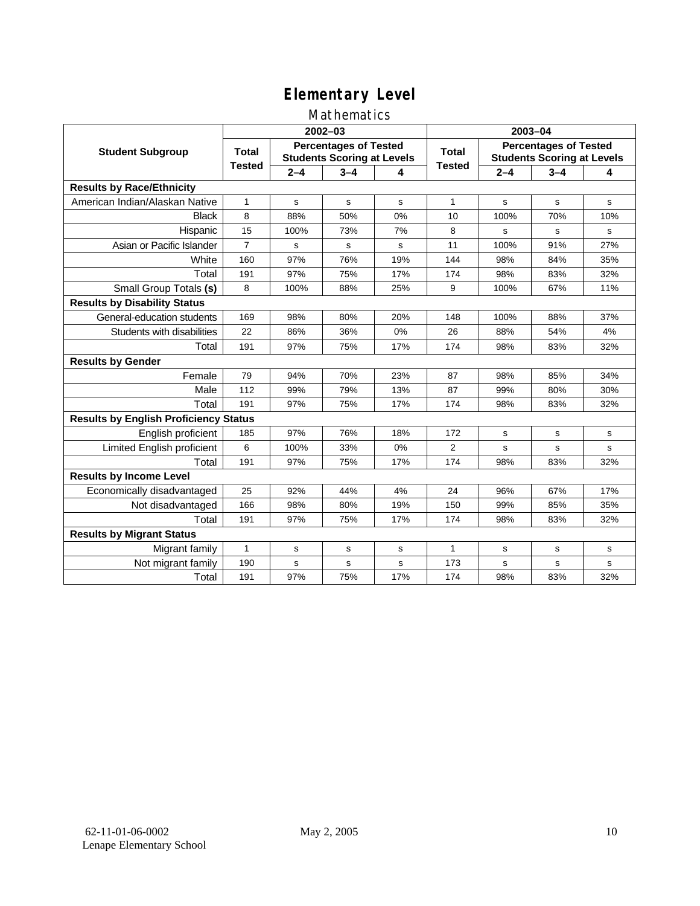# Elementary Level

## Mathematics

| Student Subgroup | 2002–03 | | | | 2003–04 | | | |
|---|---|---|---|---|---|---|---|---|
| | Total Tested | Percentages of Tested Students Scoring at Levels | | | Total Tested | Percentages of Tested Students Scoring at Levels | | |
| | | 2–4 | 3–4 | 4 | | 2–4 | 3–4 | 4 |
| **Results by Race/Ethnicity** | | | | | | | | |
| American Indian/Alaskan Native | 1 | s | s | s | 1 | s | s | s |
| Black | 8 | 88% | 50% | 0% | 10 | 100% | 70% | 10% |
| Hispanic | 15 | 100% | 73% | 7% | 8 | s | s | s |
| Asian or Pacific Islander | 7 | s | s | s | 11 | 100% | 91% | 27% |
| White | 160 | 97% | 76% | 19% | 144 | 98% | 84% | 35% |
| Total | 191 | 97% | 75% | 17% | 174 | 98% | 83% | 32% |
| Small Group Totals **(s)** | 8 | 100% | 88% | 25% | 9 | 100% | 67% | 11% |
| **Results by Disability Status** | | | | | | | | |
| General-education students | 169 | 98% | 80% | 20% | 148 | 100% | 88% | 37% |
| Students with disabilities | 22 | 86% | 36% | 0% | 26 | 88% | 54% | 4% |
| Total | 191 | 97% | 75% | 17% | 174 | 98% | 83% | 32% |
| **Results by Gender** | | | | | | | | |
| Female | 79 | 94% | 70% | 23% | 87 | 98% | 85% | 34% |
| Male | 112 | 99% | 79% | 13% | 87 | 99% | 80% | 30% |
| Total | 191 | 97% | 75% | 17% | 174 | 98% | 83% | 32% |
| **Results by English Proficiency Status** | | | | | | | | |
| English proficient | 185 | 97% | 76% | 18% | 172 | s | s | s |
| Limited English proficient | 6 | 100% | 33% | 0% | 2 | s | s | s |
| Total | 191 | 97% | 75% | 17% | 174 | 98% | 83% | 32% |
| **Results by Income Level** | | | | | | | | |
| Economically disadvantaged | 25 | 92% | 44% | 4% | 24 | 96% | 67% | 17% |
| Not disadvantaged | 166 | 98% | 80% | 19% | 150 | 99% | 85% | 35% |
| Total | 191 | 97% | 75% | 17% | 174 | 98% | 83% | 32% |
| **Results by Migrant Status** | | | | | | | | |
| Migrant family | 1 | s | s | s | 1 | s | s | s |
| Not migrant family | 190 | s | s | s | 173 | s | s | s |
| Total | 191 | 97% | 75% | 17% | 174 | 98% | 83% | 32% |

62-11-01-06-0002
Lenape Elementary School

May 2, 2005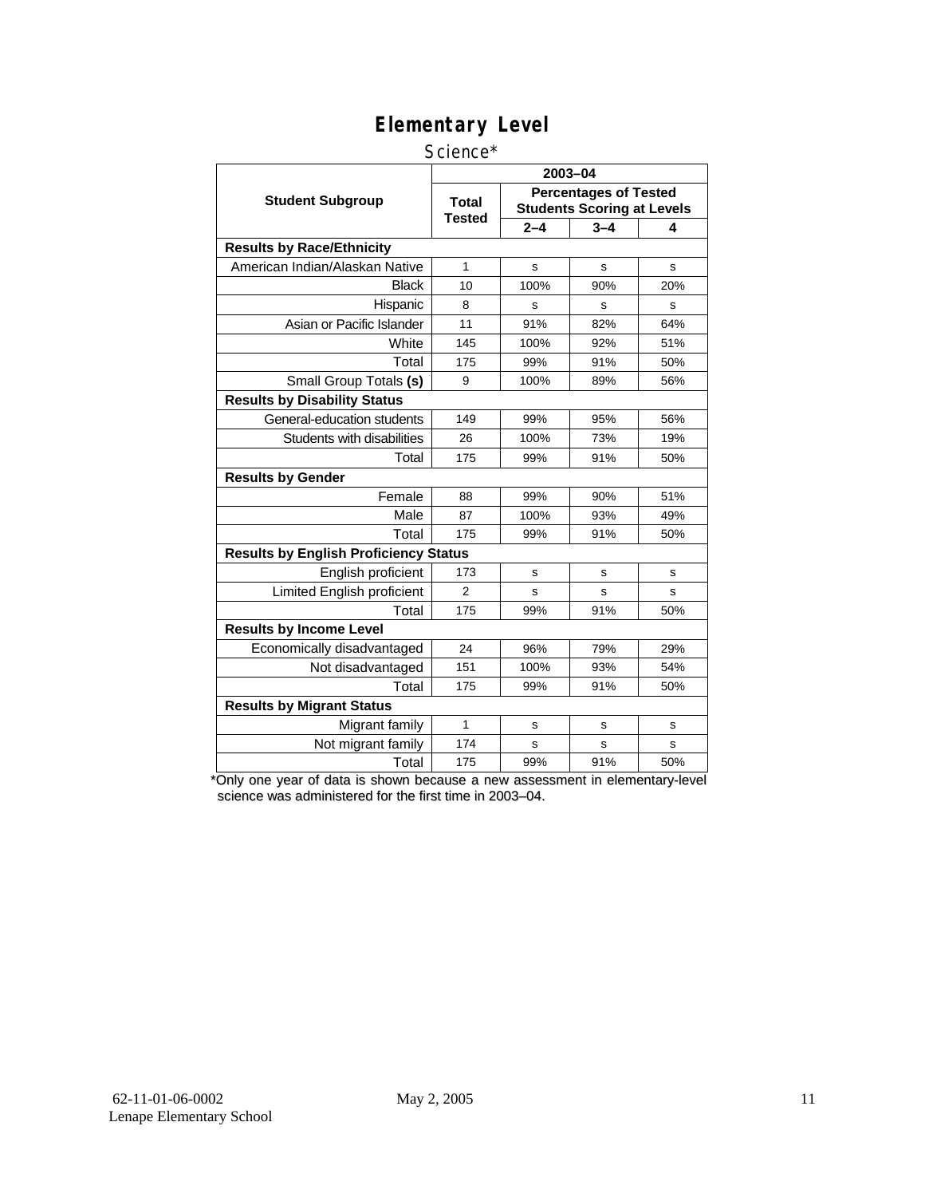# Elementary Level

## Science*

| Student Subgroup | 2003–04 | | | |
|---|---|---|---|---|
| | Total Tested | Percentages of Tested Students Scoring at Levels | | |
| | | 2–4 | 3–4 | 4 |
| **Results by Race/Ethnicity** | | | | |
| American Indian/Alaskan Native | 1 | s | s | s |
| Black | 10 | 100% | 90% | 20% |
| Hispanic | 8 | s | s | s |
| Asian or Pacific Islander | 11 | 91% | 82% | 64% |
| White | 145 | 100% | 92% | 51% |
| Total | 175 | 99% | 91% | 50% |
| Small Group Totals **(s)** | 9 | 100% | 89% | 56% |
| **Results by Disability Status** | | | | |
| General-education students | 149 | 99% | 95% | 56% |
| Students with disabilities | 26 | 100% | 73% | 19% |
| Total | 175 | 99% | 91% | 50% |
| **Results by Gender** | | | | |
| Female | 88 | 99% | 90% | 51% |
| Male | 87 | 100% | 93% | 49% |
| Total | 175 | 99% | 91% | 50% |
| **Results by English Proficiency Status** | | | | |
| English proficient | 173 | s | s | s |
| Limited English proficient | 2 | s | s | s |
| Total | 175 | 99% | 91% | 50% |
| **Results by Income Level** | | | | |
| Economically disadvantaged | 24 | 96% | 79% | 29% |
| Not disadvantaged | 151 | 100% | 93% | 54% |
| Total | 175 | 99% | 91% | 50% |
| **Results by Migrant Status** | | | | |
| Migrant family | 1 | s | s | s |
| Not migrant family | 174 | s | s | s |
| Total | 175 | 99% | 91% | 50% |

*Only one year of data is shown because a new assessment in elementary-level science was administered for the first time in 2003–04.

62-11-01-06-0002 May 2, 2005
Lenape Elementary School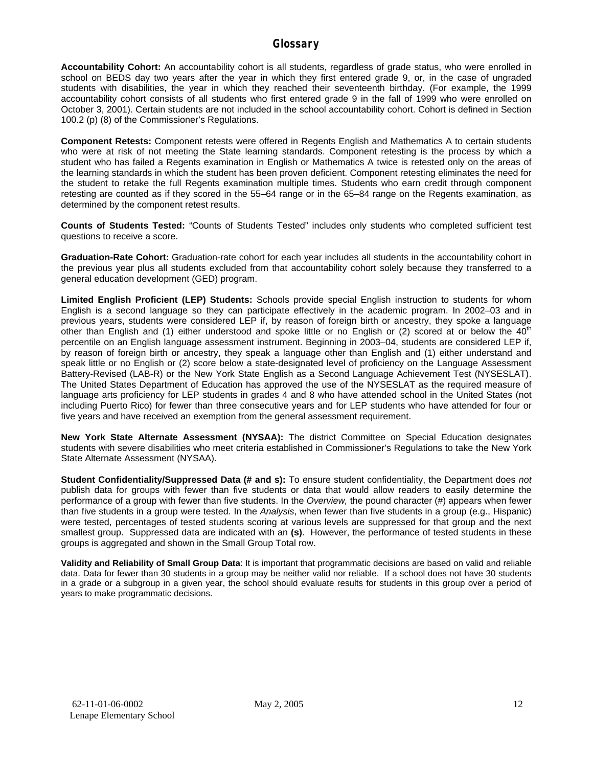# Glossary

**Accountability Cohort:** An accountability cohort is all students, regardless of grade status, who were enrolled in school on BEDS day two years after the year in which they first entered grade 9, or, in the case of ungraded students with disabilities, the year in which they reached their seventeenth birthday. (For example, the 1999 accountability cohort consists of all students who first entered grade 9 in the fall of 1999 who were enrolled on October 3, 2001). Certain students are not included in the school accountability cohort. Cohort is defined in Section 100.2 (p) (8) of the Commissioner's Regulations.

**Component Retests:** Component retests were offered in Regents English and Mathematics A to certain students who were at risk of not meeting the State learning standards. Component retesting is the process by which a student who has failed a Regents examination in English or Mathematics A twice is retested only on the areas of the learning standards in which the student has been proven deficient. Component retesting eliminates the need for the student to retake the full Regents examination multiple times. Students who earn credit through component retesting are counted as if they scored in the 55–64 range or in the 65–84 range on the Regents examination, as determined by the component retest results.

**Counts of Students Tested:** "Counts of Students Tested" includes only students who completed sufficient test questions to receive a score.

**Graduation-Rate Cohort:** Graduation-rate cohort for each year includes all students in the accountability cohort in the previous year plus all students excluded from that accountability cohort solely because they transferred to a general education development (GED) program.

**Limited English Proficient (LEP) Students:** Schools provide special English instruction to students for whom English is a second language so they can participate effectively in the academic program. In 2002–03 and in previous years, students were considered LEP if, by reason of foreign birth or ancestry, they spoke a language other than English and (1) either understood and spoke little or no English or (2) scored at or below the 40th percentile on an English language assessment instrument. Beginning in 2003–04, students are considered LEP if, by reason of foreign birth or ancestry, they speak a language other than English and (1) either understand and speak little or no English or (2) score below a state-designated level of proficiency on the Language Assessment Battery-Revised (LAB-R) or the New York State English as a Second Language Achievement Test (NYSESLAT). The United States Department of Education has approved the use of the NYSESLAT as the required measure of language arts proficiency for LEP students in grades 4 and 8 who have attended school in the United States (not including Puerto Rico) for fewer than three consecutive years and for LEP students who have attended for four or five years and have received an exemption from the general assessment requirement.

**New York State Alternate Assessment (NYSAA):** The district Committee on Special Education designates students with severe disabilities who meet criteria established in Commissioner's Regulations to take the New York State Alternate Assessment (NYSAA).

**Student Confidentiality/Suppressed Data (# and s):** To ensure student confidentiality, the Department does *not* publish data for groups with fewer than five students or data that would allow readers to easily determine the performance of a group with fewer than five students. In the *Overview,* the pound character (#) appears when fewer than five students in a group were tested. In the *Analysis*, when fewer than five students in a group (e.g., Hispanic) were tested, percentages of tested students scoring at various levels are suppressed for that group and the next smallest group. Suppressed data are indicated with an **(s)**. However, the performance of tested students in these groups is aggregated and shown in the Small Group Total row.

**Validity and Reliability of Small Group Data**: It is important that programmatic decisions are based on valid and reliable data. Data for fewer than 30 students in a group may be neither valid nor reliable. If a school does not have 30 students in a grade or a subgroup in a given year, the school should evaluate results for students in this group over a period of years to make programmatic decisions.